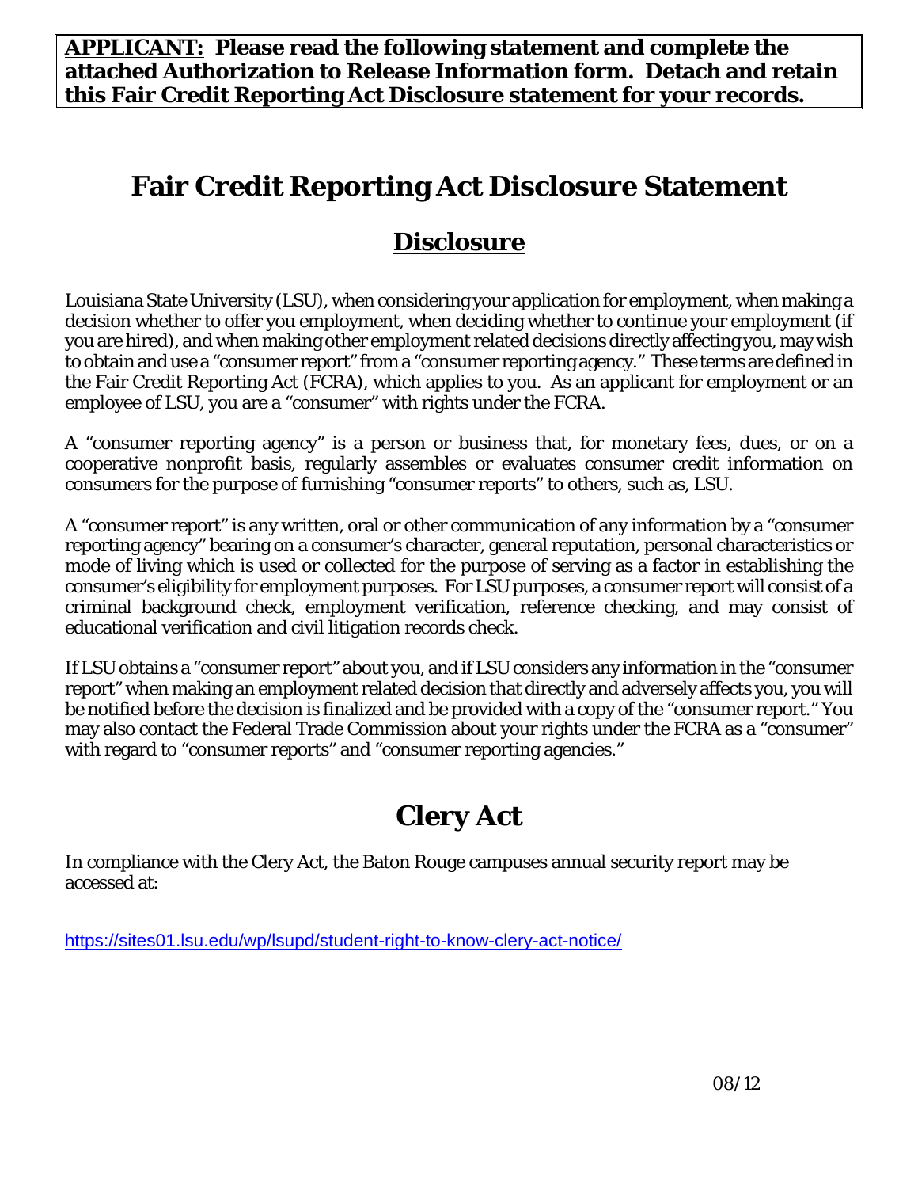**APPLICANT: Please read the following statement and complete the attached Authorization to Release Information form. Detach and retain this Fair Credit Reporting Act Disclosure statement for your records.**

# Fair Credit Reporting Act Disclosure Statement

## Disclosure

Louisiana State University (LSU), when considering your application for employment, when making a decision whether to offer you employment, when deciding whether to continue your employment (if you are hired), and when making other employment related decisions directly affecting you, may wish to obtain and use a "consumer report" from a "consumer reporting agency." These terms are defined in the Fair Credit Reporting Act (FCRA), which applies to you. As an applicant for employment or an employee of LSU, you are a "consumer" with rights under the FCRA.

A "consumer reporting agency" is a person or business that, for monetary fees, dues, or on a cooperative nonprofit basis, regularly assembles or evaluates consumer credit information on consumers for the purpose of furnishing "consumer reports" to others, such as, LSU.

A "consumer report" is any written, oral or other communication of any information by a "consumer reporting agency" bearing on a consumer's character, general reputation, personal characteristics or mode of living which is used or collected for the purpose of serving as a factor in establishing the consumer's eligibility for employment purposes. For LSU purposes, a consumer report will consist of a criminal background check, employment verification, reference checking, and may consist of educational verification and civil litigation records check.

If LSU obtains a "consumer report" about you, and if LSU considers any information in the "consumer report" when making an employment related decision that directly and adversely affects you, you will be notified before the decision is finalized and be provided with a copy of the "consumer report." You may also contact the Federal Trade Commission about your rights under the FCRA as a "consumer" with regard to "consumer reports" and "consumer reporting agencies."

# Clery Act

In compliance with the Clery Act, the Baton Rouge campuses annual security report may be accessed at:

https://sites01.lsu.edu/wp/lsupd/student-right-to-know-clery-act-notice/

08/12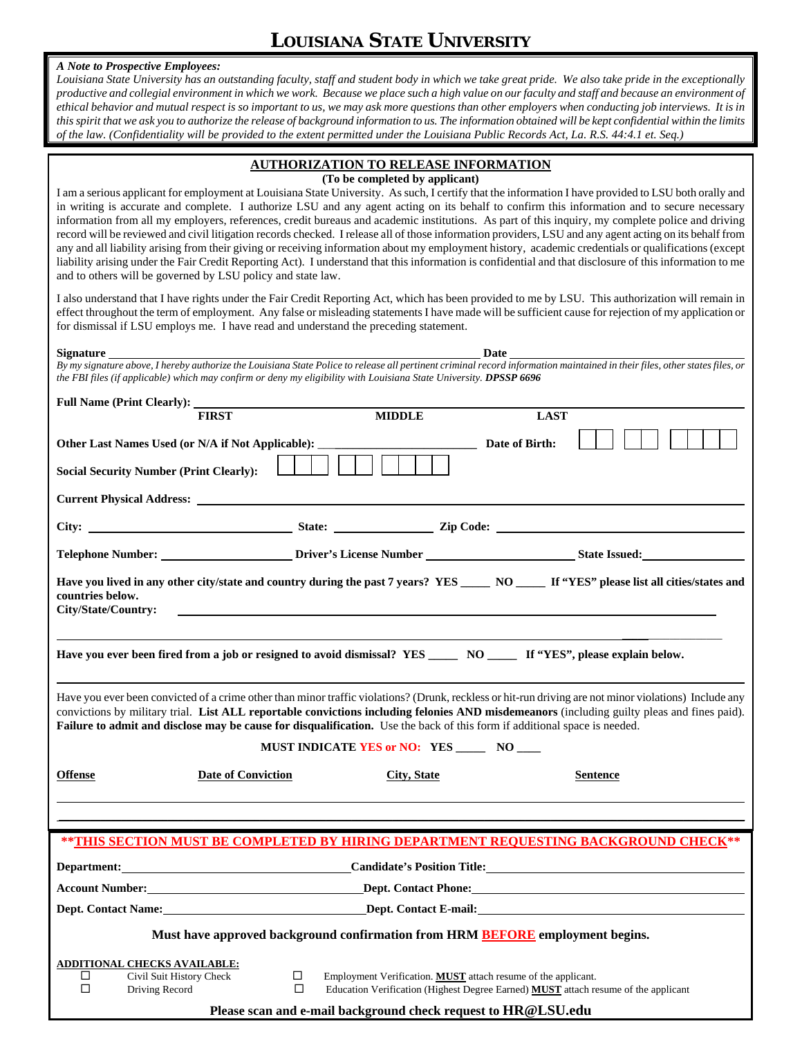# LOUISIANA STATE UNIVERSITY

***A Note to Prospective Employees:***
*Louisiana State University has an outstanding faculty, staff and student body in which we take great pride. We also take pride in the exceptionally productive and collegial environment in which we work. Because we place such a high value on our faculty and staff and because an environment of ethical behavior and mutual respect is so important to us, we may ask more questions than other employers when conducting job interviews. It is in this spirit that we ask you to authorize the release of background information to us. The information obtained will be kept confidential within the limits of the law. (Confidentiality will be provided to the extent permitted under the Louisiana Public Records Act, La. R.S. 44:4.1 et. Seq.)*

## AUTHORIZATION TO RELEASE INFORMATION

**(To be completed by applicant)**

I am a serious applicant for employment at Louisiana State University. As such, I certify that the information I have provided to LSU both orally and in writing is accurate and complete. I authorize LSU and any agent acting on its behalf to confirm this information and to secure necessary information from all my employers, references, credit bureaus and academic institutions. As part of this inquiry, my complete police and driving record will be reviewed and civil litigation records checked. I release all of those information providers, LSU and any agent acting on its behalf from any and all liability arising from their giving or receiving information about my employment history, academic credentials or qualifications (except liability arising under the Fair Credit Reporting Act). I understand that this information is confidential and that disclosure of this information to me and to others will be governed by LSU policy and state law.

I also understand that I have rights under the Fair Credit Reporting Act, which has been provided to me by LSU. This authorization will remain in effect throughout the term of employment. Any false or misleading statements I have made will be sufficient cause for rejection of my application or for dismissal if LSU employs me. I have read and understand the preceding statement.

**Signature** ______________________________ **Date** ______________________________

*By my signature above, I hereby authorize the Louisiana State Police to release all pertinent criminal record information maintained in their files, other states files, or the FBI files (if applicable) which may confirm or deny my eligibility with Louisiana State University.* ***DPSSP 6696***

**Full Name (Print Clearly):** ______________________________
**FIRST** **MIDDLE** **LAST**

**Other Last Names Used (or N/A if Not Applicable):** ______________________ **Date of Birth:** ☐☐ ☐☐ ☐☐☐☐

**Social Security Number (Print Clearly):** ☐☐☐ ☐☐ ☐☐☐☐

**Current Physical Address:** ______________________________

**City:** ____________________ **State:** ____________ **Zip Code:** ____________________

**Telephone Number:** ________________ **Driver's License Number** ________________ **State Issued:** ____________

**Have you lived in any other city/state and country during the past 7 years? YES _____ NO _____ If "YES" please list all cities/states and countries below.**
**City/State/Country:** ______________________________

______________________________

**Have you ever been fired from a job or resigned to avoid dismissal? YES _____ NO _____ If "YES", please explain below.**

______________________________

Have you ever been convicted of a crime other than minor traffic violations? (Drunk, reckless or hit-run driving are not minor violations) Include any convictions by military trial. **List ALL reportable convictions including felonies AND misdemeanors** (including guilty pleas and fines paid). **Failure to admit and disclose may be cause for disqualification.** Use the back of this form if additional space is needed.

**MUST INDICATE YES or NO: YES _____ NO ____**

| Offense | Date of Conviction | City, State | Sentence |
|---|---|---|---|
| | | | |
| | | | |

**\*\*THIS SECTION MUST BE COMPLETED BY HIRING DEPARTMENT REQUESTING BACKGROUND CHECK\*\***

**Department:** ______________________ **Candidate's Position Title:** ______________________

**Account Number:** ______________________ **Dept. Contact Phone:** ______________________

**Dept. Contact Name:** ______________________ **Dept. Contact E-mail:** ______________________

**Must have approved background confirmation from HRM BEFORE employment begins.**

**ADDITIONAL CHECKS AVAILABLE:**

- ☐ Civil Suit History Check
- ☐ Driving Record
- ☐ Employment Verification. **MUST** attach resume of the applicant.
- ☐ Education Verification (Highest Degree Earned) **MUST** attach resume of the applicant

**Please scan and e-mail background check request to HR@LSU.edu**